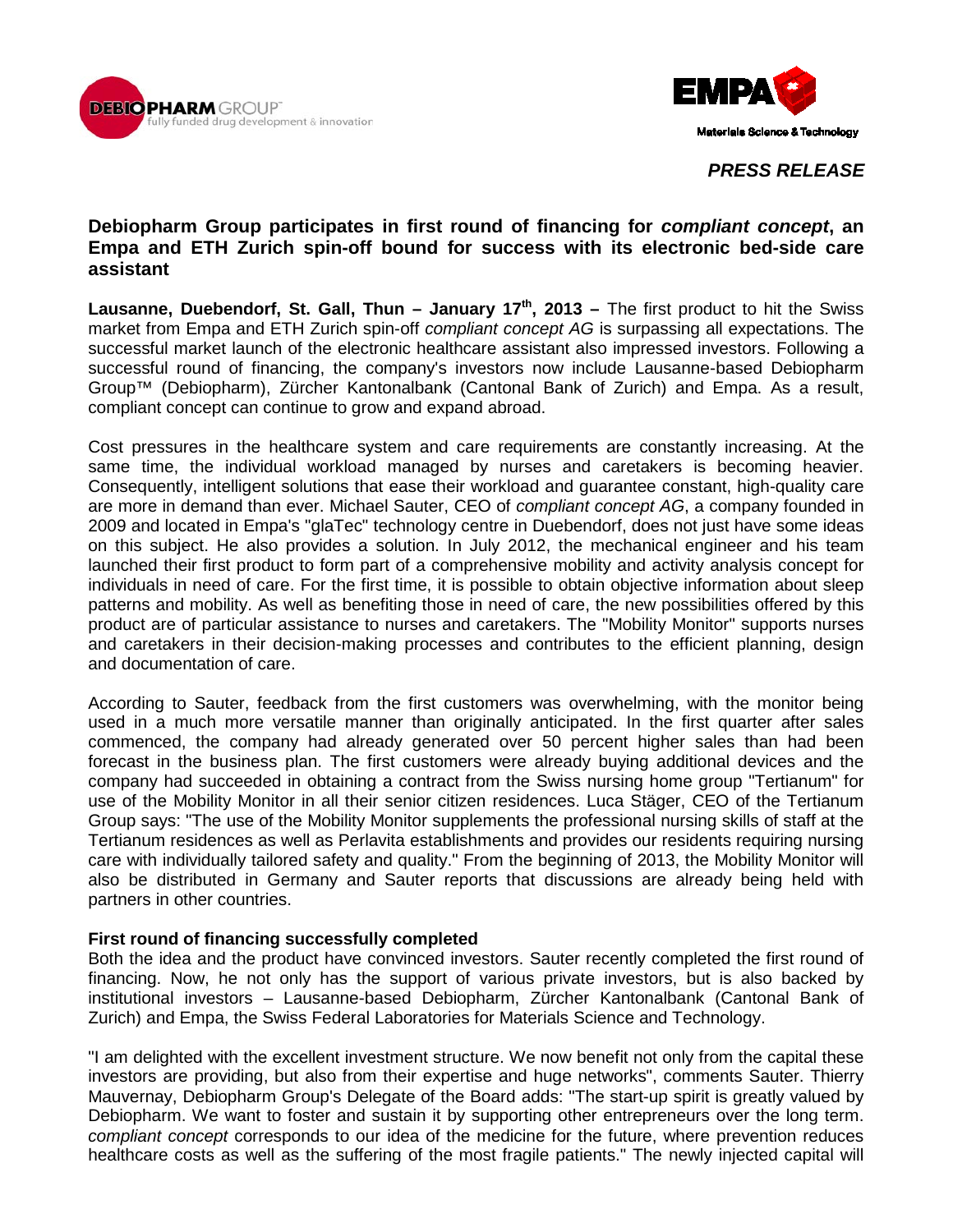**PRESS RELEASE**

# Debiopharm Group participates in first round of financing for *compliant concept*, an Empa and ETH Zurich spin-off bound for success with its electronic bed-side care assistant

**Lausanne, Duebendorf, St. Gall, Thun – January 17th, 2013 –** The first product to hit the Swiss market from Empa and ETH Zurich spin-off *compliant concept AG* is surpassing all expectations. The successful market launch of the electronic healthcare assistant also impressed investors. Following a successful round of financing, the company's investors now include Lausanne-based Debiopharm Group™ (Debiopharm), Zürcher Kantonalbank (Cantonal Bank of Zurich) and Empa. As a result, compliant concept can continue to grow and expand abroad.

Cost pressures in the healthcare system and care requirements are constantly increasing. At the same time, the individual workload managed by nurses and caretakers is becoming heavier. Consequently, intelligent solutions that ease their workload and guarantee constant, high-quality care are more in demand than ever. Michael Sauter, CEO of *compliant concept AG*, a company founded in 2009 and located in Empa's "glaTec" technology centre in Duebendorf, does not just have some ideas on this subject. He also provides a solution. In July 2012, the mechanical engineer and his team launched their first product to form part of a comprehensive mobility and activity analysis concept for individuals in need of care. For the first time, it is possible to obtain objective information about sleep patterns and mobility. As well as benefiting those in need of care, the new possibilities offered by this product are of particular assistance to nurses and caretakers. The "Mobility Monitor" supports nurses and caretakers in their decision-making processes and contributes to the efficient planning, design and documentation of care.

According to Sauter, feedback from the first customers was overwhelming, with the monitor being used in a much more versatile manner than originally anticipated. In the first quarter after sales commenced, the company had already generated over 50 percent higher sales than had been forecast in the business plan. The first customers were already buying additional devices and the company had succeeded in obtaining a contract from the Swiss nursing home group "Tertianum" for use of the Mobility Monitor in all their senior citizen residences. Luca Stäger, CEO of the Tertianum Group says: "The use of the Mobility Monitor supplements the professional nursing skills of staff at the Tertianum residences as well as Perlavita establishments and provides our residents requiring nursing care with individually tailored safety and quality." From the beginning of 2013, the Mobility Monitor will also be distributed in Germany and Sauter reports that discussions are already being held with partners in other countries.

**First round of financing successfully completed**

Both the idea and the product have convinced investors. Sauter recently completed the first round of financing. Now, he not only has the support of various private investors, but is also backed by institutional investors – Lausanne-based Debiopharm, Zürcher Kantonalbank (Cantonal Bank of Zurich) and Empa, the Swiss Federal Laboratories for Materials Science and Technology.

"I am delighted with the excellent investment structure. We now benefit not only from the capital these investors are providing, but also from their expertise and huge networks", comments Sauter. Thierry Mauvernay, Debiopharm Group's Delegate of the Board adds: "The start-up spirit is greatly valued by Debiopharm. We want to foster and sustain it by supporting other entrepreneurs over the long term. *compliant concept* corresponds to our idea of the medicine for the future, where prevention reduces healthcare costs as well as the suffering of the most fragile patients." The newly injected capital will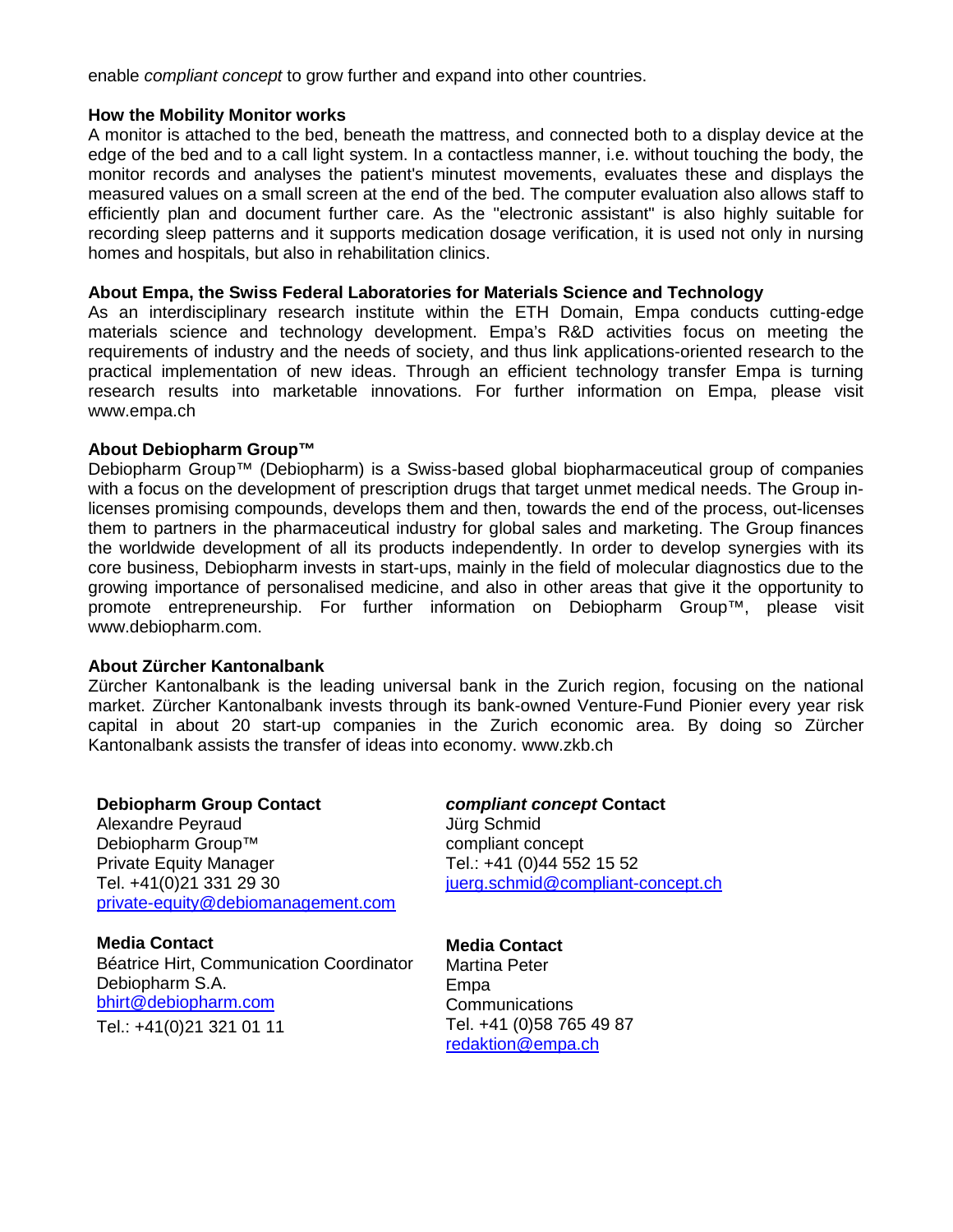enable *compliant concept* to grow further and expand into other countries.

**How the Mobility Monitor works**

A monitor is attached to the bed, beneath the mattress, and connected both to a display device at the edge of the bed and to a call light system. In a contactless manner, i.e. without touching the body, the monitor records and analyses the patient's minutest movements, evaluates these and displays the measured values on a small screen at the end of the bed. The computer evaluation also allows staff to efficiently plan and document further care. As the "electronic assistant" is also highly suitable for recording sleep patterns and it supports medication dosage verification, it is used not only in nursing homes and hospitals, but also in rehabilitation clinics.

**About Empa, the Swiss Federal Laboratories for Materials Science and Technology**

As an interdisciplinary research institute within the ETH Domain, Empa conducts cutting-edge materials science and technology development. Empa's R&D activities focus on meeting the requirements of industry and the needs of society, and thus link applications-oriented research to the practical implementation of new ideas. Through an efficient technology transfer Empa is turning research results into marketable innovations. For further information on Empa, please visit www.empa.ch

**About Debiopharm Group™**

Debiopharm Group™ (Debiopharm) is a Swiss-based global biopharmaceutical group of companies with a focus on the development of prescription drugs that target unmet medical needs. The Group in-licenses promising compounds, develops them and then, towards the end of the process, out-licenses them to partners in the pharmaceutical industry for global sales and marketing. The Group finances the worldwide development of all its products independently. In order to develop synergies with its core business, Debiopharm invests in start-ups, mainly in the field of molecular diagnostics due to the growing importance of personalised medicine, and also in other areas that give it the opportunity to promote entrepreneurship. For further information on Debiopharm Group™, please visit www.debiopharm.com.

**About Zürcher Kantonalbank**

Zürcher Kantonalbank is the leading universal bank in the Zurich region, focusing on the national market. Zürcher Kantonalbank invests through its bank-owned Venture-Fund Pionier every year risk capital in about 20 start-up companies in the Zurich economic area. By doing so Zürcher Kantonalbank assists the transfer of ideas into economy. www.zkb.ch

**Debiopharm Group Contact**
Alexandre Peyraud
Debiopharm Group™
Private Equity Manager
Tel. +41(0)21 331 29 30
private-equity@debiomanagement.com

***compliant concept* Contact**
Jürg Schmid
compliant concept
Tel.: +41 (0)44 552 15 52
juerg.schmid@compliant-concept.ch

**Media Contact**
Béatrice Hirt, Communication Coordinator
Debiopharm S.A.
bhirt@debiopharm.com
Tel.: +41(0)21 321 01 11

**Media Contact**
Martina Peter
Empa
Communications
Tel. +41 (0)58 765 49 87
redaktion@empa.ch